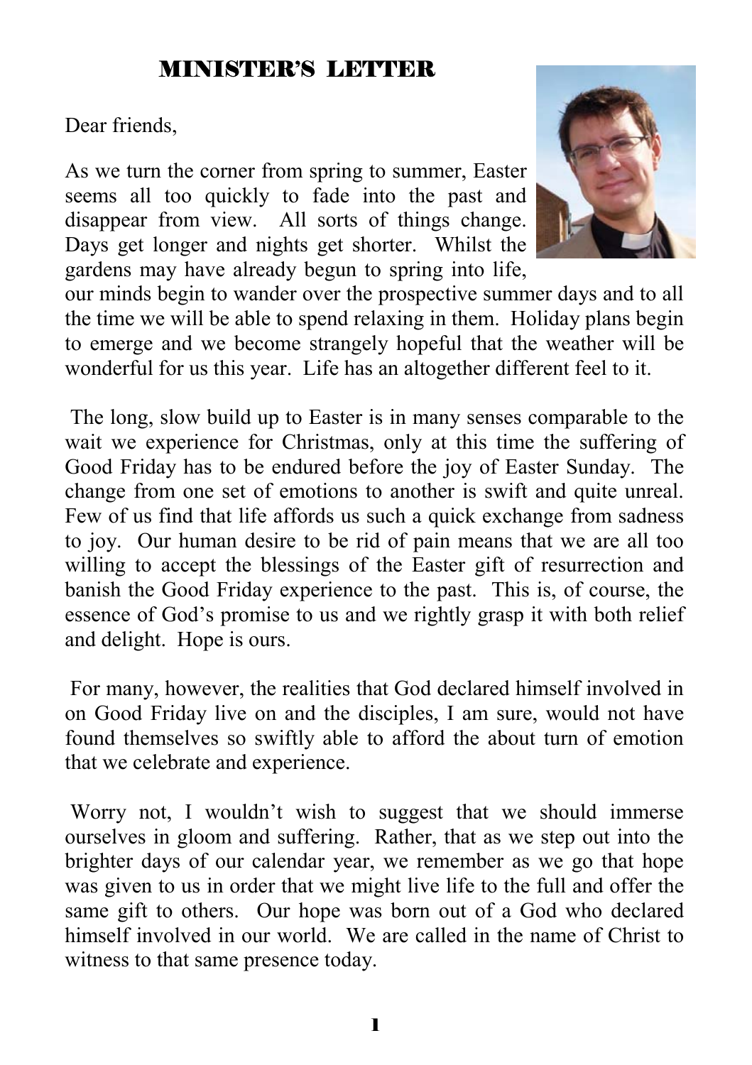# MINISTER'S LETTER

Dear friends,

As we turn the corner from spring to summer, Easter seems all too quickly to fade into the past and disappear from view. All sorts of things change. Days get longer and nights get shorter. Whilst the gardens may have already begun to spring into life, our minds begin to wander over the prospective summer days and to all the time we will be able to spend relaxing in them. Holiday plans begin to emerge and we become strangely hopeful that the weather will be wonderful for us this year. Life has an altogether different feel to it.

The long, slow build up to Easter is in many senses comparable to the wait we experience for Christmas, only at this time the suffering of Good Friday has to be endured before the joy of Easter Sunday. The change from one set of emotions to another is swift and quite unreal. Few of us find that life affords us such a quick exchange from sadness to joy. Our human desire to be rid of pain means that we are all too willing to accept the blessings of the Easter gift of resurrection and banish the Good Friday experience to the past. This is, of course, the essence of God's promise to us and we rightly grasp it with both relief and delight. Hope is ours.

For many, however, the realities that God declared himself involved in on Good Friday live on and the disciples, I am sure, would not have found themselves so swiftly able to afford the about turn of emotion that we celebrate and experience.

Worry not, I wouldn't wish to suggest that we should immerse ourselves in gloom and suffering. Rather, that as we step out into the brighter days of our calendar year, we remember as we go that hope was given to us in order that we might live life to the full and offer the same gift to others. Our hope was born out of a God who declared himself involved in our world. We are called in the name of Christ to witness to that same presence today.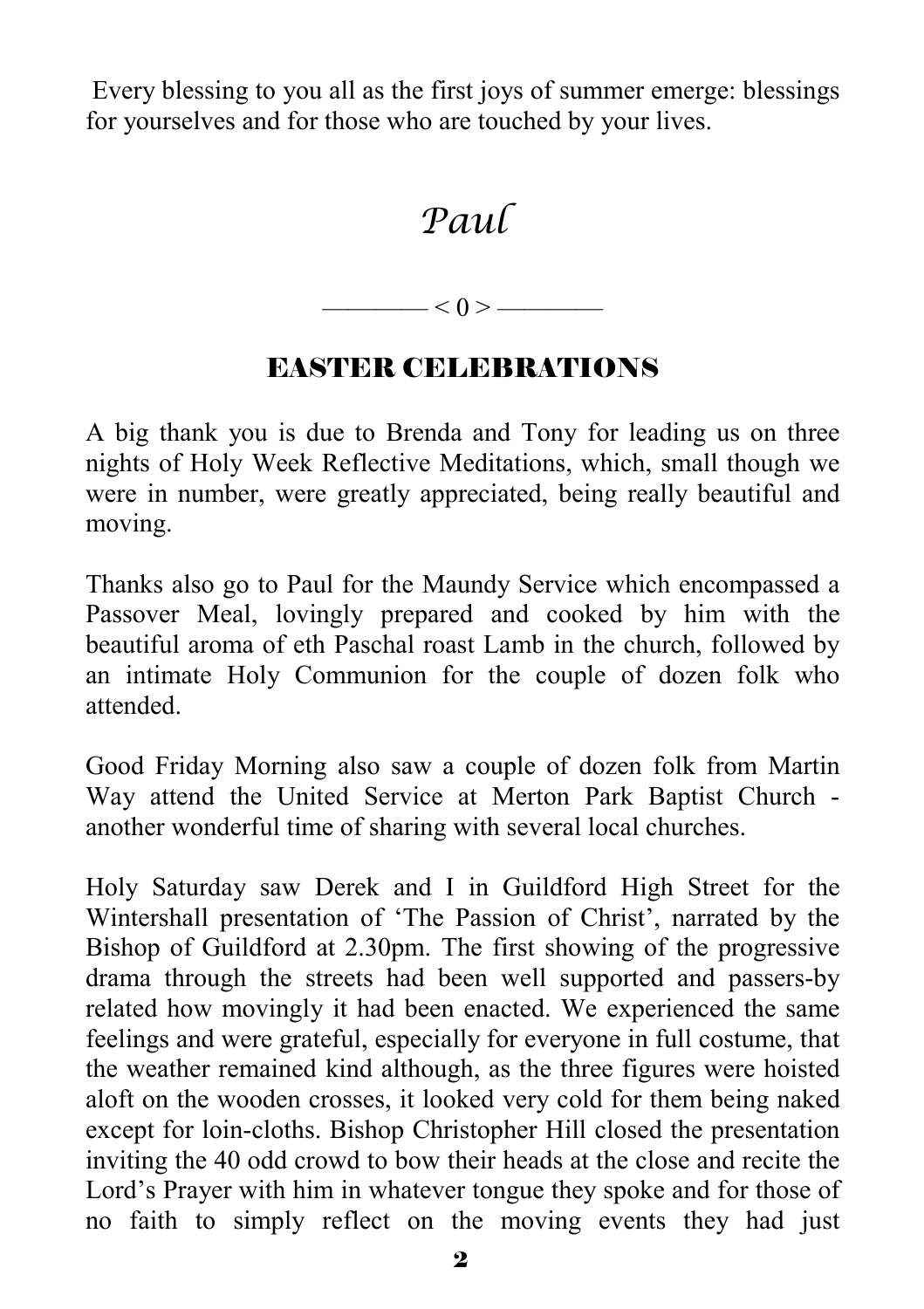Every blessing to you all as the first joys of summer emerge: blessings for yourselves and for those who are touched by your lives.

*Paul*

———— < 0 > ————

## EASTER CELEBRATIONS

A big thank you is due to Brenda and Tony for leading us on three nights of Holy Week Reflective Meditations, which, small though we were in number, were greatly appreciated, being really beautiful and moving.

Thanks also go to Paul for the Maundy Service which encompassed a Passover Meal, lovingly prepared and cooked by him with the beautiful aroma of eth Paschal roast Lamb in the church, followed by an intimate Holy Communion for the couple of dozen folk who attended.

Good Friday Morning also saw a couple of dozen folk from Martin Way attend the United Service at Merton Park Baptist Church - another wonderful time of sharing with several local churches.

Holy Saturday saw Derek and I in Guildford High Street for the Wintershall presentation of 'The Passion of Christ', narrated by the Bishop of Guildford at 2.30pm. The first showing of the progressive drama through the streets had been well supported and passers-by related how movingly it had been enacted. We experienced the same feelings and were grateful, especially for everyone in full costume, that the weather remained kind although, as the three figures were hoisted aloft on the wooden crosses, it looked very cold for them being naked except for loin-cloths. Bishop Christopher Hill closed the presentation inviting the 40 odd crowd to bow their heads at the close and recite the Lord's Prayer with him in whatever tongue they spoke and for those of no faith to simply reflect on the moving events they had just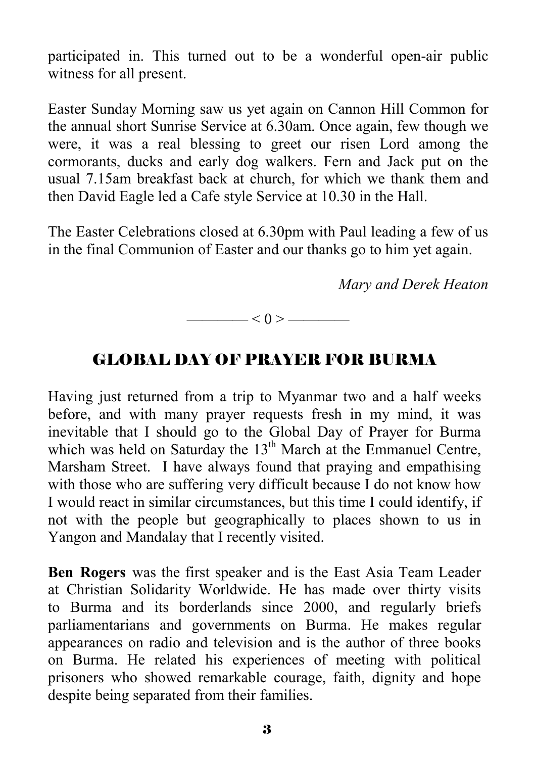participated in. This turned out to be a wonderful open-air public witness for all present.

Easter Sunday Morning saw us yet again on Cannon Hill Common for the annual short Sunrise Service at 6.30am. Once again, few though we were, it was a real blessing to greet our risen Lord among the cormorants, ducks and early dog walkers. Fern and Jack put on the usual 7.15am breakfast back at church, for which we thank them and then David Eagle led a Cafe style Service at 10.30 in the Hall.

The Easter Celebrations closed at 6.30pm with Paul leading a few of us in the final Communion of Easter and our thanks go to him yet again.

*Mary and Derek Heaton*

———— < 0 > ————

## GLOBAL DAY OF PRAYER FOR BURMA

Having just returned from a trip to Myanmar two and a half weeks before, and with many prayer requests fresh in my mind, it was inevitable that I should go to the Global Day of Prayer for Burma which was held on Saturday the 13th March at the Emmanuel Centre, Marsham Street. I have always found that praying and empathising with those who are suffering very difficult because I do not know how I would react in similar circumstances, but this time I could identify, if not with the people but geographically to places shown to us in Yangon and Mandalay that I recently visited.

**Ben Rogers** was the first speaker and is the East Asia Team Leader at Christian Solidarity Worldwide. He has made over thirty visits to Burma and its borderlands since 2000, and regularly briefs parliamentarians and governments on Burma. He makes regular appearances on radio and television and is the author of three books on Burma. He related his experiences of meeting with political prisoners who showed remarkable courage, faith, dignity and hope despite being separated from their families.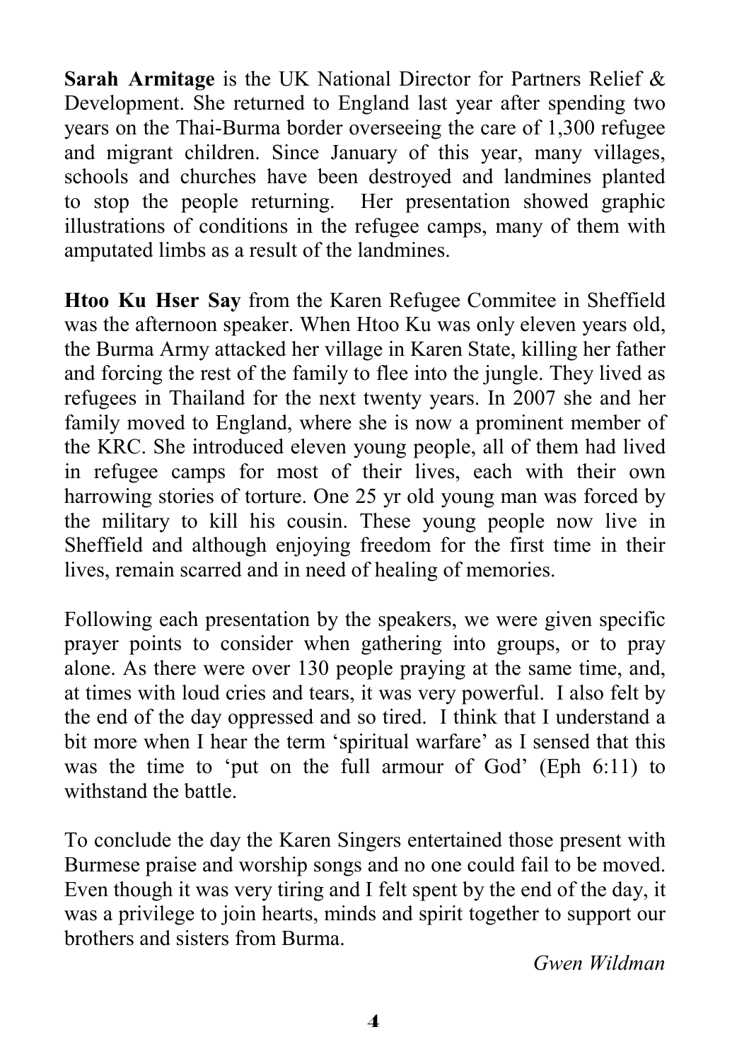**Sarah Armitage** is the UK National Director for Partners Relief & Development. She returned to England last year after spending two years on the Thai-Burma border overseeing the care of 1,300 refugee and migrant children. Since January of this year, many villages, schools and churches have been destroyed and landmines planted to stop the people returning. Her presentation showed graphic illustrations of conditions in the refugee camps, many of them with amputated limbs as a result of the landmines.

**Htoo Ku Hser Say** from the Karen Refugee Commitee in Sheffield was the afternoon speaker. When Htoo Ku was only eleven years old, the Burma Army attacked her village in Karen State, killing her father and forcing the rest of the family to flee into the jungle. They lived as refugees in Thailand for the next twenty years. In 2007 she and her family moved to England, where she is now a prominent member of the KRC. She introduced eleven young people, all of them had lived in refugee camps for most of their lives, each with their own harrowing stories of torture. One 25 yr old young man was forced by the military to kill his cousin. These young people now live in Sheffield and although enjoying freedom for the first time in their lives, remain scarred and in need of healing of memories.

Following each presentation by the speakers, we were given specific prayer points to consider when gathering into groups, or to pray alone. As there were over 130 people praying at the same time, and, at times with loud cries and tears, it was very powerful. I also felt by the end of the day oppressed and so tired. I think that I understand a bit more when I hear the term 'spiritual warfare' as I sensed that this was the time to 'put on the full armour of God' (Eph 6:11) to withstand the battle.

To conclude the day the Karen Singers entertained those present with Burmese praise and worship songs and no one could fail to be moved. Even though it was very tiring and I felt spent by the end of the day, it was a privilege to join hearts, minds and spirit together to support our brothers and sisters from Burma.

*Gwen Wildman*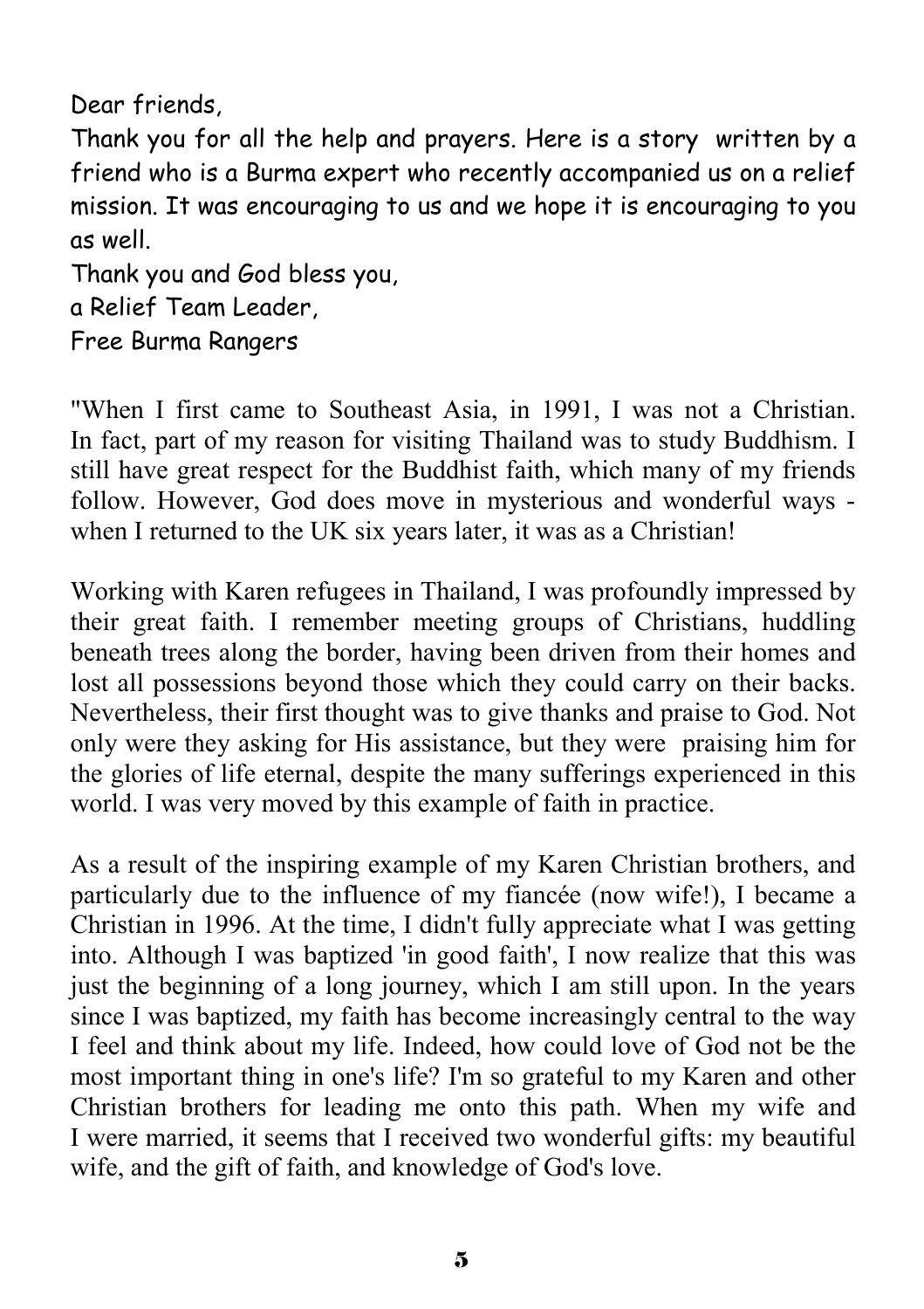Dear friends,

Thank you for all the help and prayers. Here is a story written by a friend who is a Burma expert who recently accompanied us on a relief mission. It was encouraging to us and we hope it is encouraging to you as well.

Thank you and God bless you,
a Relief Team Leader,
Free Burma Rangers

"When I first came to Southeast Asia, in 1991, I was not a Christian. In fact, part of my reason for visiting Thailand was to study Buddhism. I still have great respect for the Buddhist faith, which many of my friends follow. However, God does move in mysterious and wonderful ways - when I returned to the UK six years later, it was as a Christian!

Working with Karen refugees in Thailand, I was profoundly impressed by their great faith. I remember meeting groups of Christians, huddling beneath trees along the border, having been driven from their homes and lost all possessions beyond those which they could carry on their backs. Nevertheless, their first thought was to give thanks and praise to God. Not only were they asking for His assistance, but they were praising him for the glories of life eternal, despite the many sufferings experienced in this world. I was very moved by this example of faith in practice.

As a result of the inspiring example of my Karen Christian brothers, and particularly due to the influence of my fiancée (now wife!), I became a Christian in 1996. At the time, I didn't fully appreciate what I was getting into. Although I was baptized 'in good faith', I now realize that this was just the beginning of a long journey, which I am still upon. In the years since I was baptized, my faith has become increasingly central to the way I feel and think about my life. Indeed, how could love of God not be the most important thing in one's life? I'm so grateful to my Karen and other Christian brothers for leading me onto this path. When my wife and I were married, it seems that I received two wonderful gifts: my beautiful wife, and the gift of faith, and knowledge of God's love.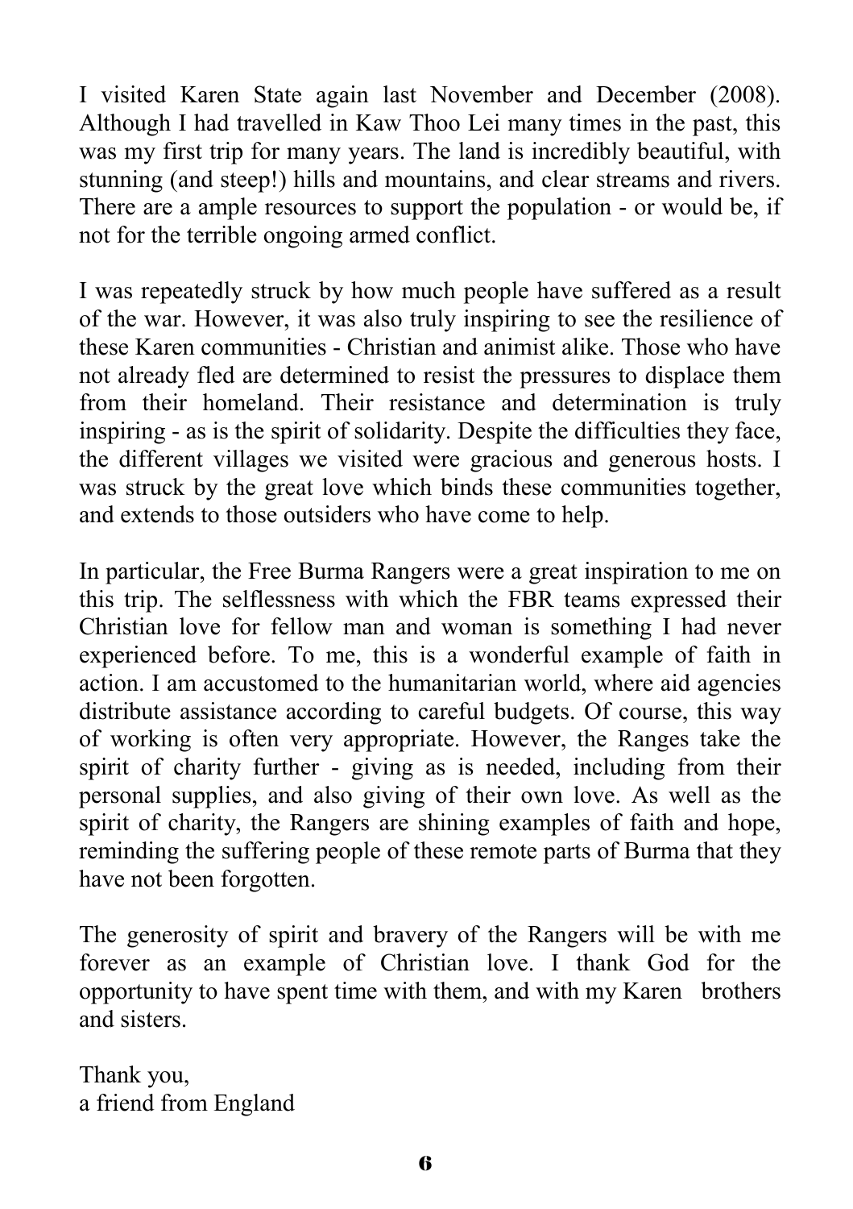I visited Karen State again last November and December (2008). Although I had travelled in Kaw Thoo Lei many times in the past, this was my first trip for many years. The land is incredibly beautiful, with stunning (and steep!) hills and mountains, and clear streams and rivers. There are a ample resources to support the population - or would be, if not for the terrible ongoing armed conflict.

I was repeatedly struck by how much people have suffered as a result of the war. However, it was also truly inspiring to see the resilience of these Karen communities - Christian and animist alike. Those who have not already fled are determined to resist the pressures to displace them from their homeland. Their resistance and determination is truly inspiring - as is the spirit of solidarity. Despite the difficulties they face, the different villages we visited were gracious and generous hosts. I was struck by the great love which binds these communities together, and extends to those outsiders who have come to help.

In particular, the Free Burma Rangers were a great inspiration to me on this trip. The selflessness with which the FBR teams expressed their Christian love for fellow man and woman is something I had never experienced before. To me, this is a wonderful example of faith in action. I am accustomed to the humanitarian world, where aid agencies distribute assistance according to careful budgets. Of course, this way of working is often very appropriate. However, the Ranges take the spirit of charity further - giving as is needed, including from their personal supplies, and also giving of their own love. As well as the spirit of charity, the Rangers are shining examples of faith and hope, reminding the suffering people of these remote parts of Burma that they have not been forgotten.

The generosity of spirit and bravery of the Rangers will be with me forever as an example of Christian love. I thank God for the opportunity to have spent time with them, and with my Karen brothers and sisters.

Thank you,  
a friend from England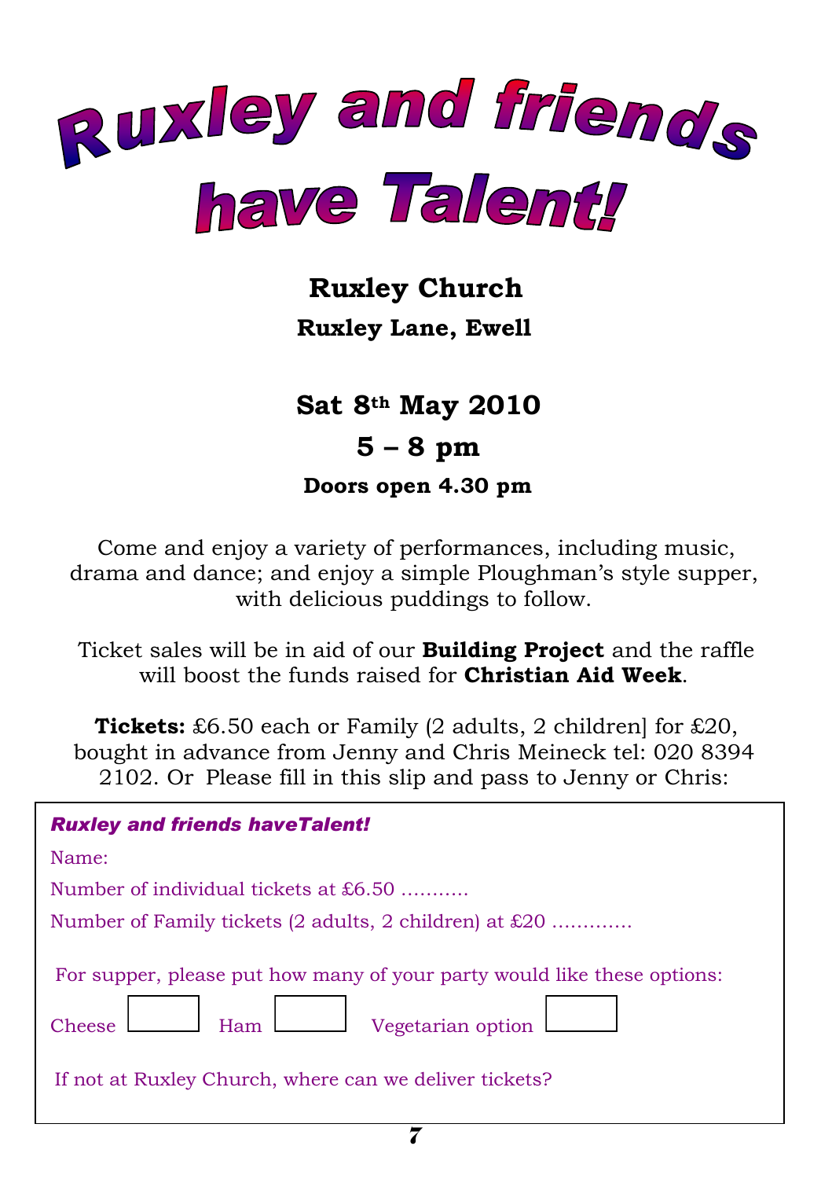# Ruxley and friends have Talent!

**Ruxley Church**

**Ruxley Lane, Ewell**

**Sat 8th May 2010**

**5 – 8 pm**

**Doors open 4.30 pm**

Come and enjoy a variety of performances, including music, drama and dance; and enjoy a simple Ploughman's style supper, with delicious puddings to follow.

Ticket sales will be in aid of our **Building Project** and the raffle will boost the funds raised for **Christian Aid Week**.

**Tickets:** £6.50 each or Family (2 adults, 2 children] for £20, bought in advance from Jenny and Chris Meineck tel: 020 8394 2102. Or Please fill in this slip and pass to Jenny or Chris:

---

***Ruxley and friends haveTalent!***

Name:

Number of individual tickets at £6.50 ...........

Number of Family tickets (2 adults, 2 children) at £20 .............

For supper, please put how many of your party would like these options:

Cheese ☐ Ham ☐ Vegetarian option ☐

If not at Ruxley Church, where can we deliver tickets?

---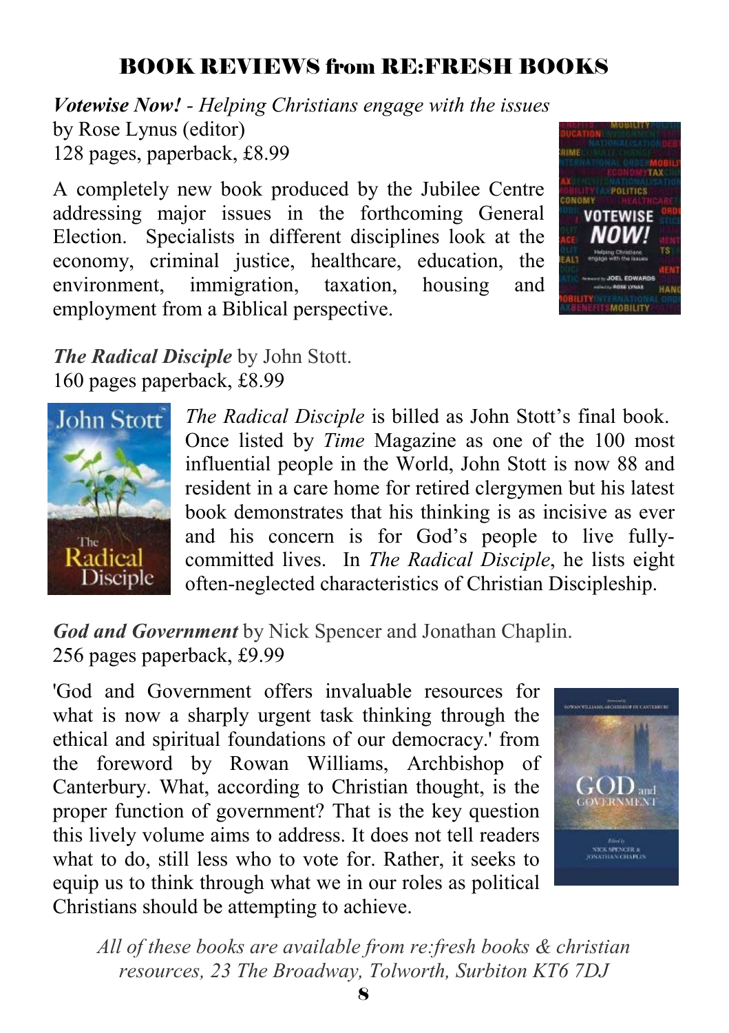## BOOK REVIEWS from RE:FRESH BOOKS

***Votewise Now!*** *- Helping Christians engage with the issues*
by Rose Lynus (editor)
128 pages, paperback, £8.99

A completely new book produced by the Jubilee Centre addressing major issues in the forthcoming General Election. Specialists in different disciplines look at the economy, criminal justice, healthcare, education, the environment, immigration, taxation, housing and employment from a Biblical perspective.

***The Radical Disciple*** by John Stott.
160 pages paperback, £8.99

*The Radical Disciple* is billed as John Stott's final book. Once listed by *Time* Magazine as one of the 100 most influential people in the World, John Stott is now 88 and resident in a care home for retired clergymen but his latest book demonstrates that his thinking is as incisive as ever and his concern is for God's people to live fully-committed lives. In *The Radical Disciple*, he lists eight often-neglected characteristics of Christian Discipleship.

***God and Government*** by Nick Spencer and Jonathan Chaplin.
256 pages paperback, £9.99

'God and Government offers invaluable resources for what is now a sharply urgent task thinking through the ethical and spiritual foundations of our democracy.' from the foreword by Rowan Williams, Archbishop of Canterbury. What, according to Christian thought, is the proper function of government? That is the key question this lively volume aims to address. It does not tell readers what to do, still less who to vote for. Rather, it seeks to equip us to think through what we in our roles as political Christians should be attempting to achieve.

*All of these books are available from re:fresh books & christian resources, 23 The Broadway, Tolworth, Surbiton KT6 7DJ*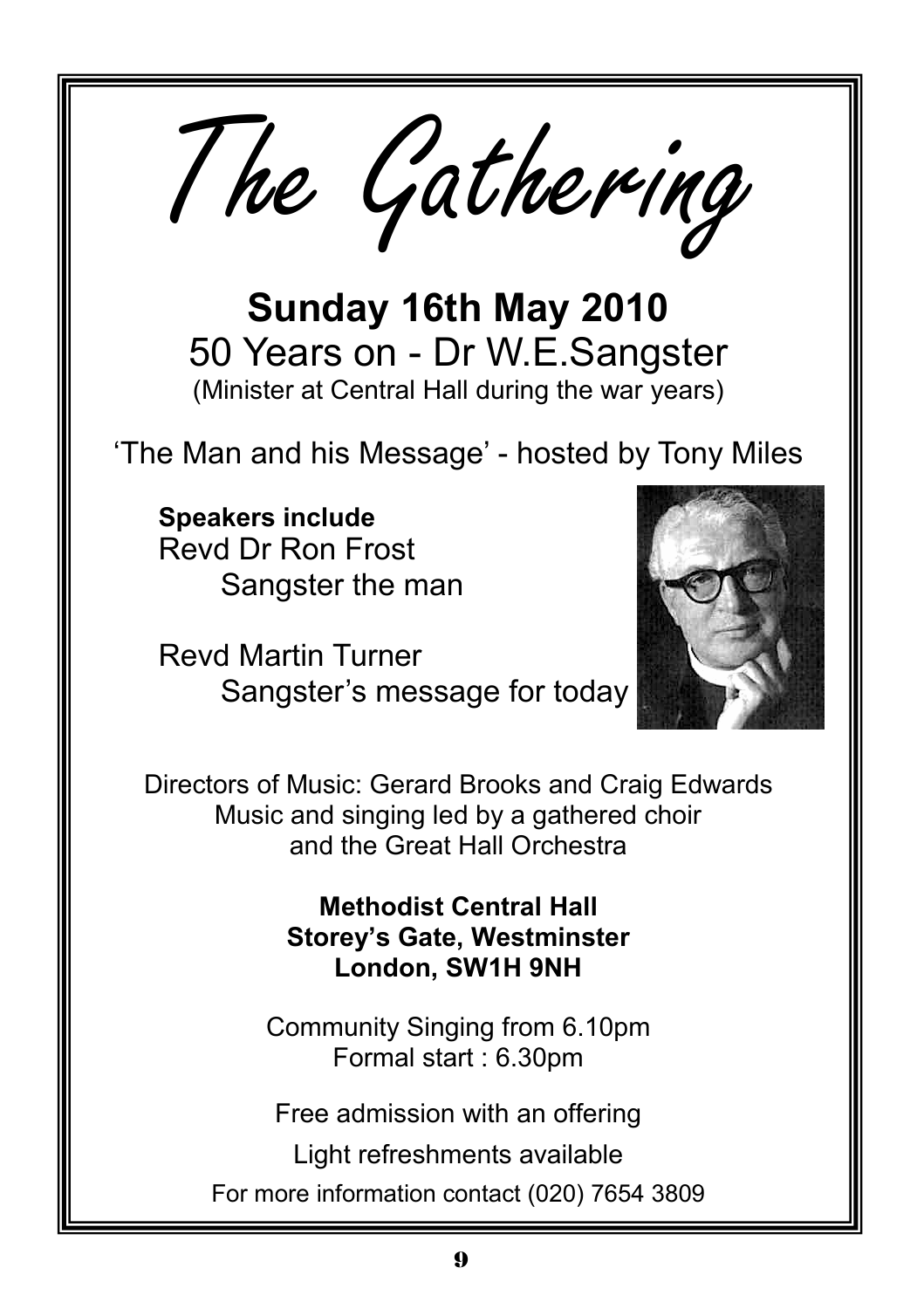# The Gathering

## Sunday 16th May 2010

50 Years on - Dr W.E.Sangster

(Minister at Central Hall during the war years)

'The Man and his Message' - hosted by Tony Miles

**Speakers include**

Revd Dr Ron Frost
Sangster the man

Revd Martin Turner
Sangster's message for today

Directors of Music: Gerard Brooks and Craig Edwards
Music and singing led by a gathered choir
and the Great Hall Orchestra

**Methodist Central Hall**
**Storey's Gate, Westminster**
**London, SW1H 9NH**

Community Singing from 6.10pm
Formal start : 6.30pm

Free admission with an offering

Light refreshments available

For more information contact (020) 7654 3809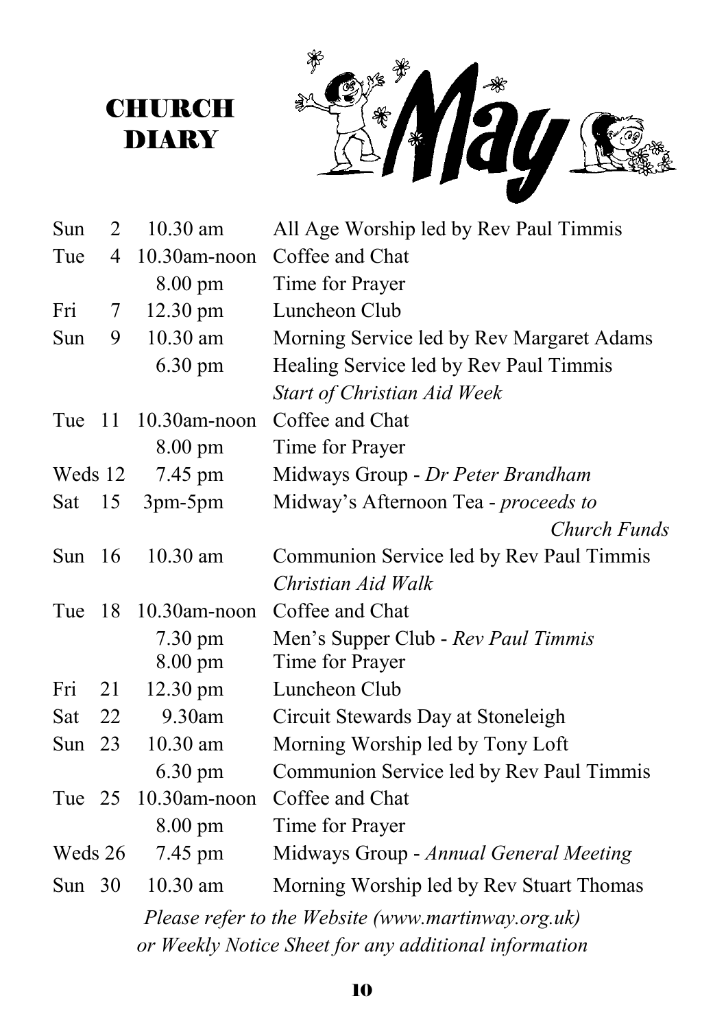# CHURCH DIARY

## May

| Day | Date | Time | Event |
|---|---|---|---|
| Sun | 2 | 10.30 am | All Age Worship led by Rev Paul Timmis |
| Tue | 4 | 10.30am-noon | Coffee and Chat |
| | | 8.00 pm | Time for Prayer |
| Fri | 7 | 12.30 pm | Luncheon Club |
| Sun | 9 | 10.30 am | Morning Service led by Rev Margaret Adams |
| | | 6.30 pm | Healing Service led by Rev Paul Timmis |
| | | | *Start of Christian Aid Week* |
| Tue | 11 | 10.30am-noon | Coffee and Chat |
| | | 8.00 pm | Time for Prayer |
| Weds | 12 | 7.45 pm | Midways Group - *Dr Peter Brandham* |
| Sat | 15 | 3pm-5pm | Midway's Afternoon Tea - *proceeds to Church Funds* |
| Sun | 16 | 10.30 am | Communion Service led by Rev Paul Timmis |
| | | | *Christian Aid Walk* |
| Tue | 18 | 10.30am-noon | Coffee and Chat |
| | | 7.30 pm | Men's Supper Club - *Rev Paul Timmis* |
| | | 8.00 pm | Time for Prayer |
| Fri | 21 | 12.30 pm | Luncheon Club |
| Sat | 22 | 9.30am | Circuit Stewards Day at Stoneleigh |
| Sun | 23 | 10.30 am | Morning Worship led by Tony Loft |
| | | 6.30 pm | Communion Service led by Rev Paul Timmis |
| Tue | 25 | 10.30am-noon | Coffee and Chat |
| | | 8.00 pm | Time for Prayer |
| Weds | 26 | 7.45 pm | Midways Group - *Annual General Meeting* |
| Sun | 30 | 10.30 am | Morning Worship led by Rev Stuart Thomas |

*Please refer to the Website (www.martinway.org.uk) or Weekly Notice Sheet for any additional information*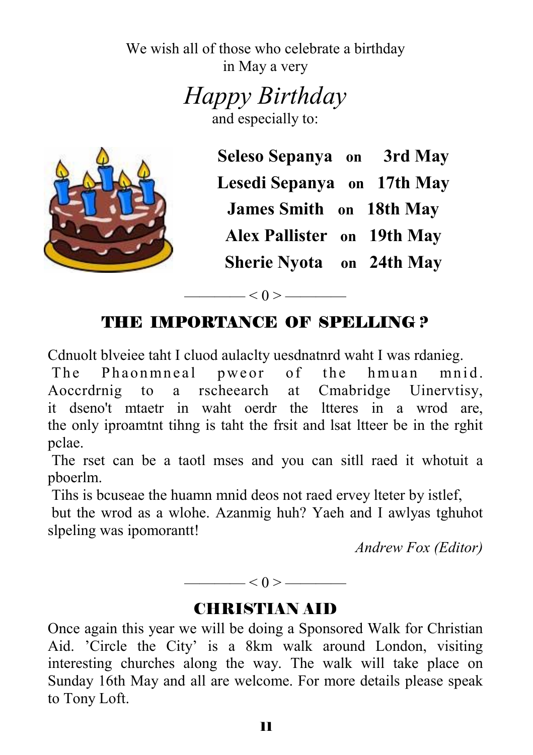We wish all of those who celebrate a birthday
in May a very

*Happy Birthday*
and especially to:

**Seleso Sepanya on 3rd May**
**Lesedi Sepanya on 17th May**
**James Smith on 18th May**
**Alex Pallister on 19th May**
**Sherie Nyota on 24th May**

———— < 0 > ————

## THE IMPORTANCE OF SPELLING ?

Cdnuolt blveiee taht I cluod aulaclty uesdnatnrd waht I was rdanieg.
The Phaonmneal pweor of the hmuan mnid. Aoccrdrnig to a rscheearch at Cmabridge Uinervtisy, it dseno't mtaetr in waht oerdr the ltteres in a wrod are, the only iproamtnt tihng is taht the frsit and lsat ltteer be in the rghit pclae.
The rset can be a taotl mses and you can sitll raed it whotuit a pboerlm.
Tihs is bcuseae the huamn mnid deos not raed ervey lteter by istlef,
but the wrod as a wlohe. Azanmig huh? Yaeh and I awlyas tghuhot slpeling was ipomorantt!

*Andrew Fox (Editor)*

———— < 0 > ————

## CHRISTIAN AID

Once again this year we will be doing a Sponsored Walk for Christian Aid. 'Circle the City' is a 8km walk around London, visiting interesting churches along the way. The walk will take place on Sunday 16th May and all are welcome. For more details please speak to Tony Loft.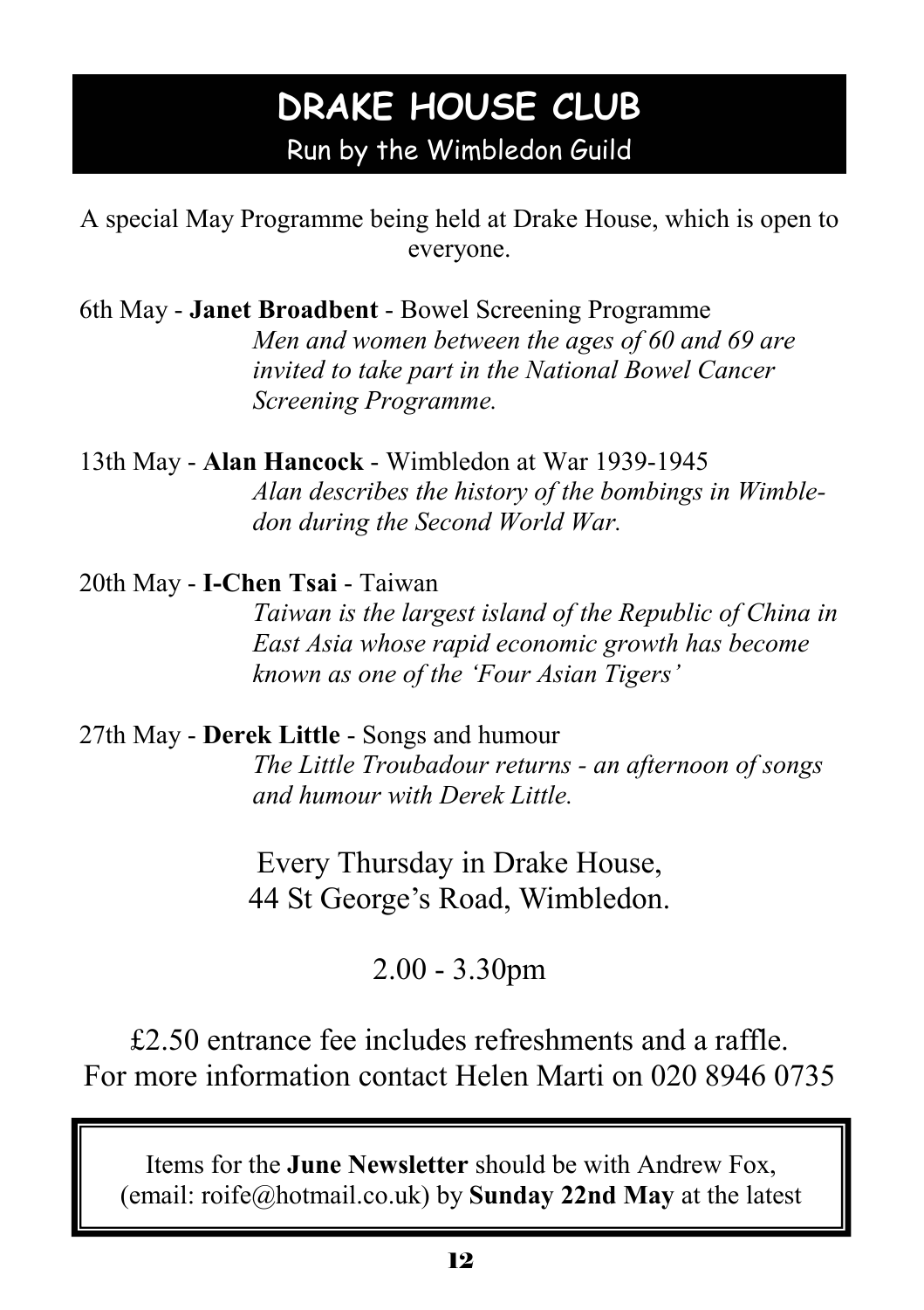# DRAKE HOUSE CLUB

Run by the Wimbledon Guild

A special May Programme being held at Drake House, which is open to everyone.

6th May - **Janet Broadbent** - Bowel Screening Programme
*Men and women between the ages of 60 and 69 are invited to take part in the National Bowel Cancer Screening Programme.*

13th May - **Alan Hancock** - Wimbledon at War 1939-1945
*Alan describes the history of the bombings in Wimbledon during the Second World War.*

20th May - **I-Chen Tsai** - Taiwan
*Taiwan is the largest island of the Republic of China in East Asia whose rapid economic growth has become known as one of the 'Four Asian Tigers'*

27th May - **Derek Little** - Songs and humour
*The Little Troubadour returns - an afternoon of songs and humour with Derek Little.*

Every Thursday in Drake House,
44 St George's Road, Wimbledon.

2.00 - 3.30pm

£2.50 entrance fee includes refreshments and a raffle.
For more information contact Helen Marti on 020 8946 0735

Items for the **June Newsletter** should be with Andrew Fox, (email: roife@hotmail.co.uk) by **Sunday 22nd May** at the latest